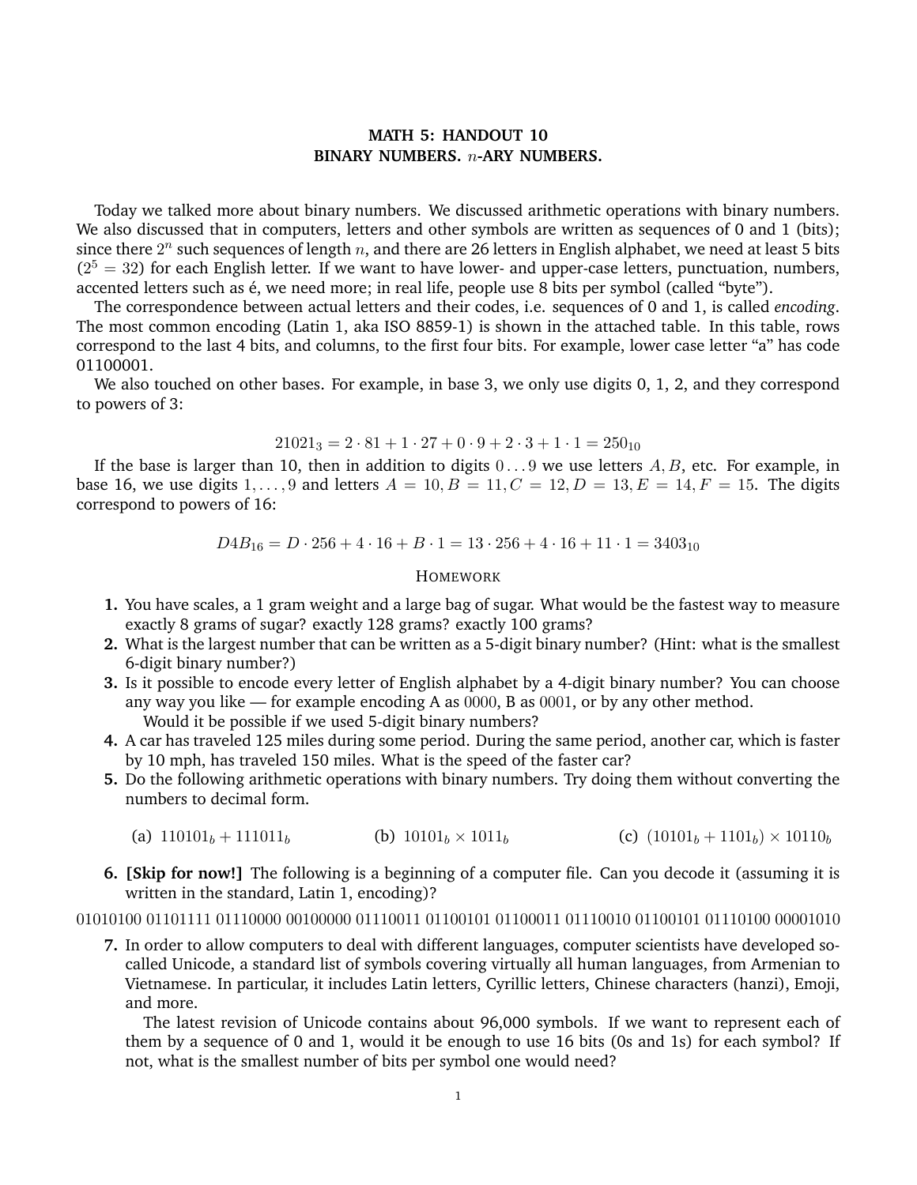# MATH 5: HANDOUT 10
## BINARY NUMBERS. $n$-ARY NUMBERS.

Today we talked more about binary numbers. We discussed arithmetic operations with binary numbers. We also discussed that in computers, letters and other symbols are written as sequences of 0 and 1 (bits); since there $2^n$ such sequences of length $n$, and there are 26 letters in English alphabet, we need at least 5 bits ($2^5 = 32$) for each English letter. If we want to have lower- and upper-case letters, punctuation, numbers, accented letters such as é, we need more; in real life, people use 8 bits per symbol (called "byte").

The correspondence between actual letters and their codes, i.e. sequences of 0 and 1, is called *encoding*. The most common encoding (Latin 1, aka ISO 8859-1) is shown in the attached table. In this table, rows correspond to the last 4 bits, and columns, to the first four bits. For example, lower case letter "a" has code 01100001.

We also touched on other bases. For example, in base 3, we only use digits 0, 1, 2, and they correspond to powers of 3:

$$21021_3 = 2 \cdot 81 + 1 \cdot 27 + 0 \cdot 9 + 2 \cdot 3 + 1 \cdot 1 = 250_{10}$$

If the base is larger than 10, then in addition to digits $0 \dots 9$ we use letters $A, B$, etc. For example, in base 16, we use digits $1, \dots, 9$ and letters $A = 10, B = 11, C = 12, D = 13, E = 14, F = 15$. The digits correspond to powers of 16:

$$D4B_{16} = D \cdot 256 + 4 \cdot 16 + B \cdot 1 = 13 \cdot 256 + 4 \cdot 16 + 11 \cdot 1 = 3403_{10}$$

## HOMEWORK

**1.** You have scales, a 1 gram weight and a large bag of sugar. What would be the fastest way to measure exactly 8 grams of sugar? exactly 128 grams? exactly 100 grams?

**2.** What is the largest number that can be written as a 5-digit binary number? (Hint: what is the smallest 6-digit binary number?)

**3.** Is it possible to encode every letter of English alphabet by a 4-digit binary number? You can choose any way you like — for example encoding A as 0000, B as 0001, or by any other method.

Would it be possible if we used 5-digit binary numbers?

**4.** A car has traveled 125 miles during some period. During the same period, another car, which is faster by 10 mph, has traveled 150 miles. What is the speed of the faster car?

**5.** Do the following arithmetic operations with binary numbers. Try doing them without converting the numbers to decimal form.

(a) $110101_b + 111011_b$ (b) $10101_b \times 1011_b$ (c) $(10101_b + 1101_b) \times 10110_b$

**6. [Skip for now!]** The following is a beginning of a computer file. Can you decode it (assuming it is written in the standard, Latin 1, encoding)?

01010100 01101111 01110000 00100000 01110011 01100101 01100011 01110010 01100101 01110100 00001010

**7.** In order to allow computers to deal with different languages, computer scientists have developed so-called Unicode, a standard list of symbols covering virtually all human languages, from Armenian to Vietnamese. In particular, it includes Latin letters, Cyrillic letters, Chinese characters (hanzi), Emoji, and more.

The latest revision of Unicode contains about 96,000 symbols. If we want to represent each of them by a sequence of 0 and 1, would it be enough to use 16 bits (0s and 1s) for each symbol? If not, what is the smallest number of bits per symbol one would need?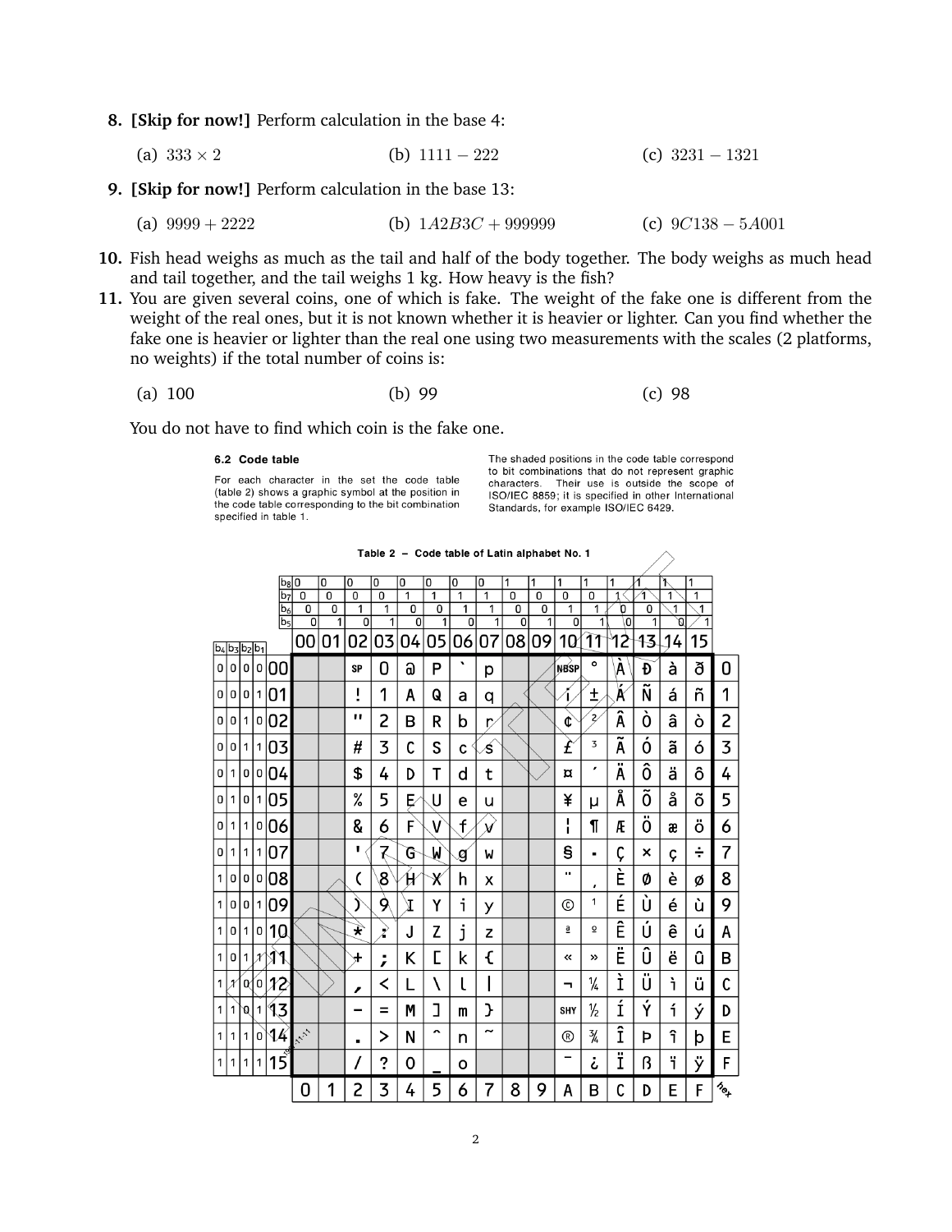**8. [Skip for now!]** Perform calculation in the base 4:

(a) $333 \times 2$ (b) $1111 - 222$ (c) $3231 - 1321$

**9. [Skip for now!]** Perform calculation in the base 13:

(a) $9999 + 2222$ (b) $1A2B3C + 999999$ (c) $9C138 - 5A001$

**10.** Fish head weighs as much as the tail and half of the body together. The body weighs as much head and tail together, and the tail weighs 1 kg. How heavy is the fish?

**11.** You are given several coins, one of which is fake. The weight of the fake one is different from the weight of the real ones, but it is not known whether it is heavier or lighter. Can you find whether the fake one is heavier or lighter than the real one using two measurements with the scales (2 platforms, no weights) if the total number of coins is:

(a) 100 (b) 99 (c) 98

You do not have to find which coin is the fake one.

**6.2 Code table**

For each character in the set the code table (table 2) shows a graphic symbol at the position in the code table corresponding to the bit combination specified in table 1.

The shaded positions in the code table correspond to bit combinations that do not represent graphic characters. Their use is outside the scope of ISO/IEC 8859; it is specified in other International Standards, for example ISO/IEC 6429.

**Table 2 – Code table of Latin alphabet No. 1**

| b4 b3 b2 b1 | | 00 | 01 | 02 | 03 | 04 | 05 | 06 | 07 | 08 | 09 | 10 | 11 | 12 | 13 | 14 | 15 | |
|---|---|---|---|---|---|---|---|---|---|---|---|---|---|---|---|---|---|---|
| | b8 | 0 | 0 | 0 | 0 | 0 | 0 | 0 | 0 | 1 | 1 | 1 | 1 | 1 | 1 | 1 | 1 | |
| | b7 | 0 | 0 | 0 | 0 | 1 | 1 | 1 | 1 | 0 | 0 | 0 | 0 | 1 | 1 | 1 | 1 | |
| | b6 | 0 | 0 | 1 | 1 | 0 | 0 | 1 | 1 | 0 | 0 | 1 | 1 | 0 | 0 | 1 | 1 | |
| | b5 | 0 | 1 | 0 | 1 | 0 | 1 | 0 | 1 | 0 | 1 | 0 | 1 | 0 | 1 | 0 | 1 | |
| 0 0 0 0 | 00 | | | SP | 0 | @ | P | ` | p | | | NBSP | ° | À | Ð | à | ð | 0 |
| 0 0 0 1 | 01 | | | ! | 1 | A | Q | a | q | | | ¡ | ± | Á | Ñ | á | ñ | 1 |
| 0 0 1 0 | 02 | | | " | 2 | B | R | b | r | | | ¢ | ² | Â | Ò | â | ò | 2 |
| 0 0 1 1 | 03 | | | # | 3 | C | S | c | s | | | £ | ³ | Ã | Ó | ã | ó | 3 |
| 0 1 0 0 | 04 | | | $ | 4 | D | T | d | t | | | ¤ | ´ | Ä | Ô | ä | ô | 4 |
| 0 1 0 1 | 05 | | | % | 5 | E | U | e | u | | | ¥ | µ | Å | Õ | å | õ | 5 |
| 0 1 1 0 | 06 | | | & | 6 | F | V | f | v | | | ¦ | ¶ | Æ | Ö | æ | ö | 6 |
| 0 1 1 1 | 07 | | | ' | 7 | G | W | g | w | | | § | · | Ç | × | ç | ÷ | 7 |
| 1 0 0 0 | 08 | | | ( | 8 | H | X | h | x | | | ¨ | ¸ | È | Ø | è | ø | 8 |
| 1 0 0 1 | 09 | | | ) | 9 | I | Y | i | y | | | © | ¹ | É | Ù | é | ù | 9 |
| 1 0 1 0 | 10 | | | * | : | J | Z | j | z | | | ª | º | Ê | Ú | ê | ú | A |
| 1 0 1 1 | 11 | | | + | ; | K | [ | k | { | | | « | » | Ë | Û | ë | û | B |
| 1 1 0 0 | 12 | | | , | < | L | \ | l | \| | | | ¬ | ¼ | Ì | Ü | ì | ü | C |
| 1 1 0 1 | 13 | | | - | = | M | ] | m | } | | | SHY | ½ | Í | Ý | í | ý | D |
| 1 1 1 0 | 14 | | | . | > | N | ^ | n | ~ | | | ® | ¾ | Î | Þ | î | þ | E |
| 1 1 1 1 | 15 | | | / | ? | O | _ | o | | | | ¯ | ¿ | Ï | ß | ï | ÿ | F |
| | | 0 | 1 | 2 | 3 | 4 | 5 | 6 | 7 | 8 | 9 | A | B | C | D | E | F | hex |